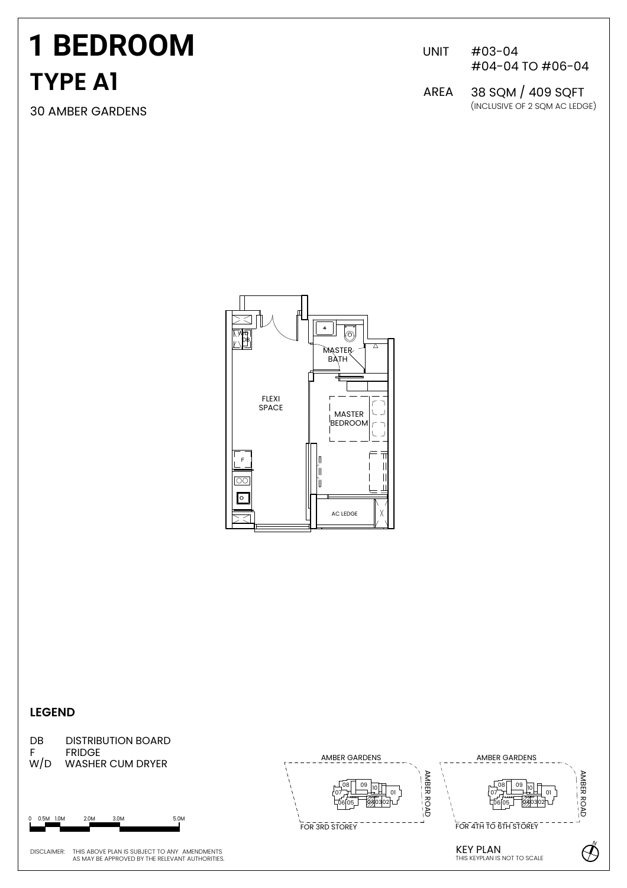# 1 BEDROOM

## TYPE A1

30 AMBER GARDENS

UNIT #03-04
#04-04 TO #06-04

AREA 38 SQM / 409 SQFT
(INCLUSIVE OF 2 SQM AC LEDGE)

FLEXI SPACE

MASTER BATH

MASTER BEDROOM

AC LEDGE

W/D

DB

F

### LEGEND

DB DISTRIBUTION BOARD
F FRIDGE
W/D WASHER CUM DRYER

0 0.5M 1.0M 2.0M 3.0M 5.0M

AMBER GARDENS

AMBER ROAD

FOR 3RD STOREY

FOR 4TH TO 6TH STOREY

KEY PLAN
THIS KEYPLAN IS NOT TO SCALE

DISCLAIMER: THIS ABOVE PLAN IS SUBJECT TO ANY AMENDMENTS AS MAY BE APPROVED BY THE RELEVANT AUTHORITIES.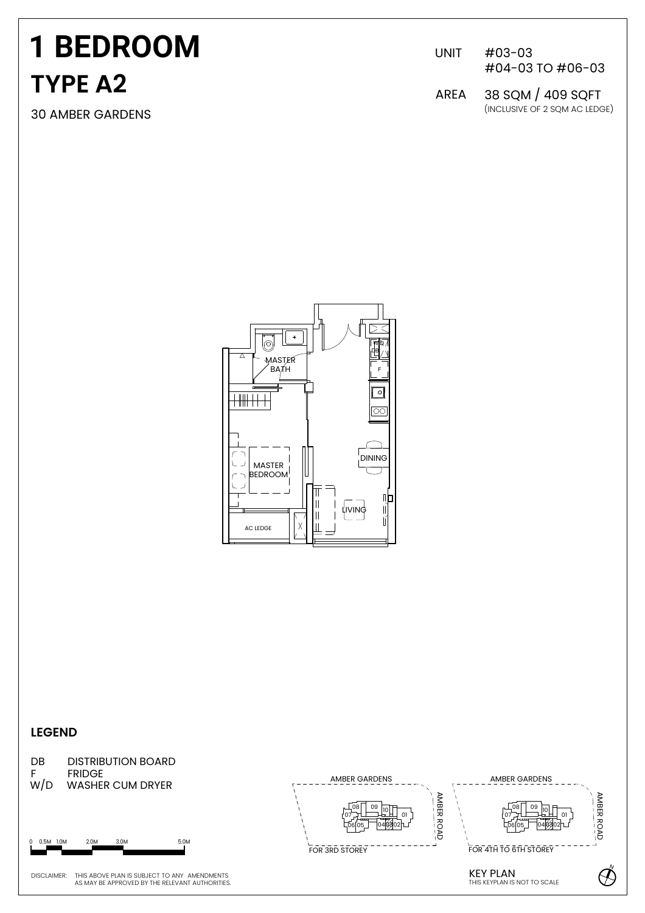# 1 BEDROOM

## TYPE A2

30 AMBER GARDENS

UNIT #03-03
#04-03 TO #06-03

AREA 38 SQM / 409 SQFT
(INCLUSIVE OF 2 SQM AC LEDGE)

MASTER BATH

MASTER BEDROOM

AC LEDGE

DINING

LIVING

## LEGEND

DB DISTRIBUTION BOARD
F FRIDGE
W/D WASHER CUM DRYER

0 0.5M 1.0M 2.0M 3.0M 5.0M

DISCLAIMER: THIS ABOVE PLAN IS SUBJECT TO ANY AMENDMENTS AS MAY BE APPROVED BY THE RELEVANT AUTHORITIES.

AMBER GARDENS
AMBER ROAD
FOR 3RD STOREY

AMBER GARDENS
AMBER ROAD
FOR 4TH TO 6TH STOREY

KEY PLAN
THIS KEYPLAN IS NOT TO SCALE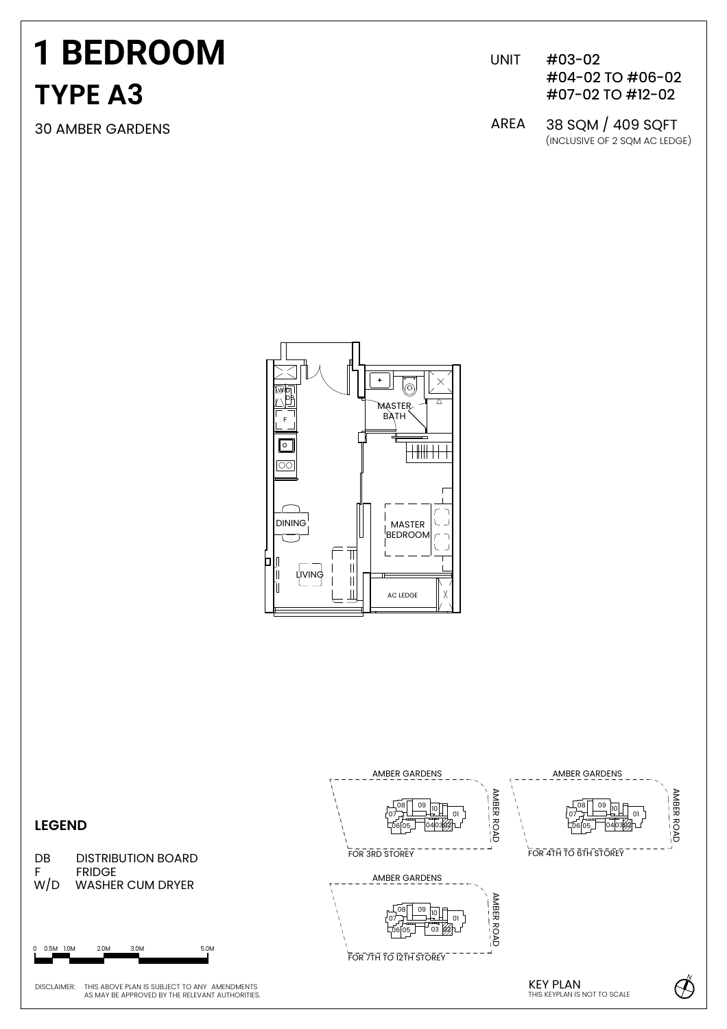# 1 BEDROOM

## TYPE A3

30 AMBER GARDENS

UNIT #03-02
#04-02 TO #06-02
#07-02 TO #12-02

AREA 38 SQM / 409 SQFT
(INCLUSIVE OF 2 SQM AC LEDGE)

MASTER BATH

DINING

MASTER BEDROOM

LIVING

AC LEDGE

## LEGEND

DB DISTRIBUTION BOARD
F FRIDGE
W/D WASHER CUM DRYER

0 0.5M 1.0M 2.0M 3.0M 5.0M

AMBER GARDENS
AMBER ROAD
FOR 3RD STOREY

AMBER GARDENS
AMBER ROAD
FOR 4TH TO 6TH STOREY

AMBER GARDENS
AMBER ROAD
FOR 7TH TO 12TH STOREY

KEY PLAN
THIS KEYPLAN IS NOT TO SCALE

DISCLAIMER: THIS ABOVE PLAN IS SUBJECT TO ANY AMENDMENTS AS MAY BE APPROVED BY THE RELEVANT AUTHORITIES.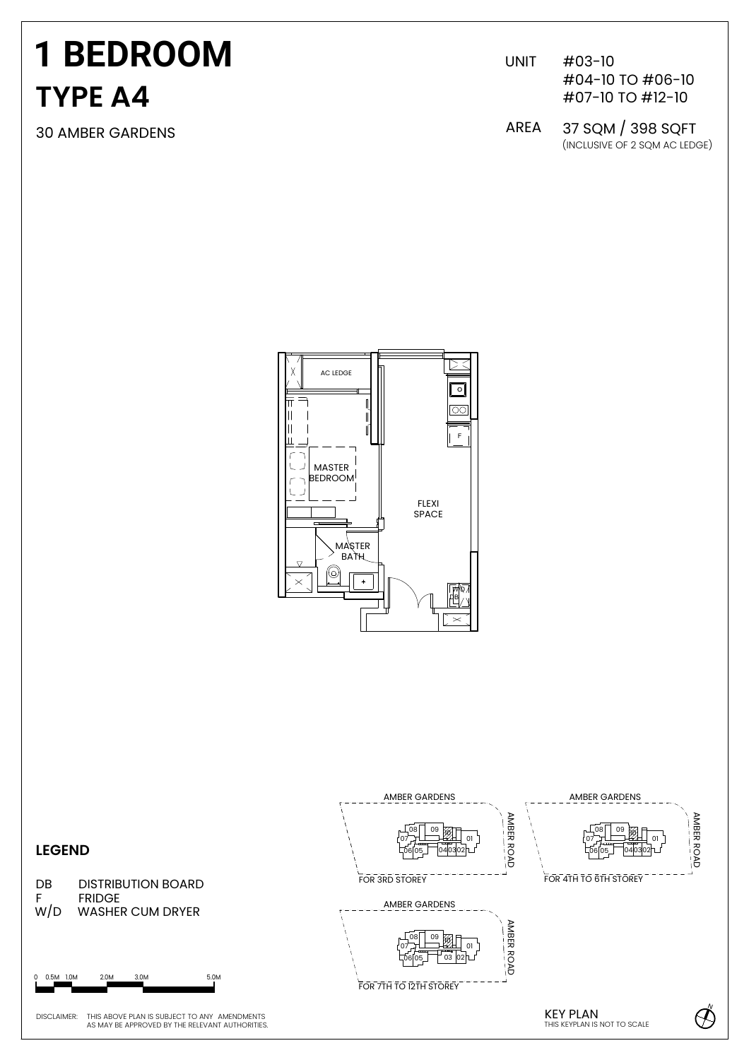# 1 BEDROOM

## TYPE A4

30 AMBER GARDENS

UNIT #03-10
#04-10 TO #06-10
#07-10 TO #12-10

AREA 37 SQM / 398 SQFT
(INCLUSIVE OF 2 SQM AC LEDGE)

AC LEDGE

MASTER BEDROOM

FLEXI SPACE

MASTER BATH

F

W/D

DB

## LEGEND

DB DISTRIBUTION BOARD
F FRIDGE
W/D WASHER CUM DRYER

0 0.5M 1.0M 2.0M 3.0M 5.0M

AMBER GARDENS
AMBER ROAD
FOR 3RD STOREY

AMBER GARDENS
AMBER ROAD
FOR 4TH TO 6TH STOREY

AMBER GARDENS
AMBER ROAD
FOR 7TH TO 12TH STOREY

KEY PLAN
THIS KEYPLAN IS NOT TO SCALE

DISCLAIMER: THIS ABOVE PLAN IS SUBJECT TO ANY AMENDMENTS AS MAY BE APPROVED BY THE RELEVANT AUTHORITIES.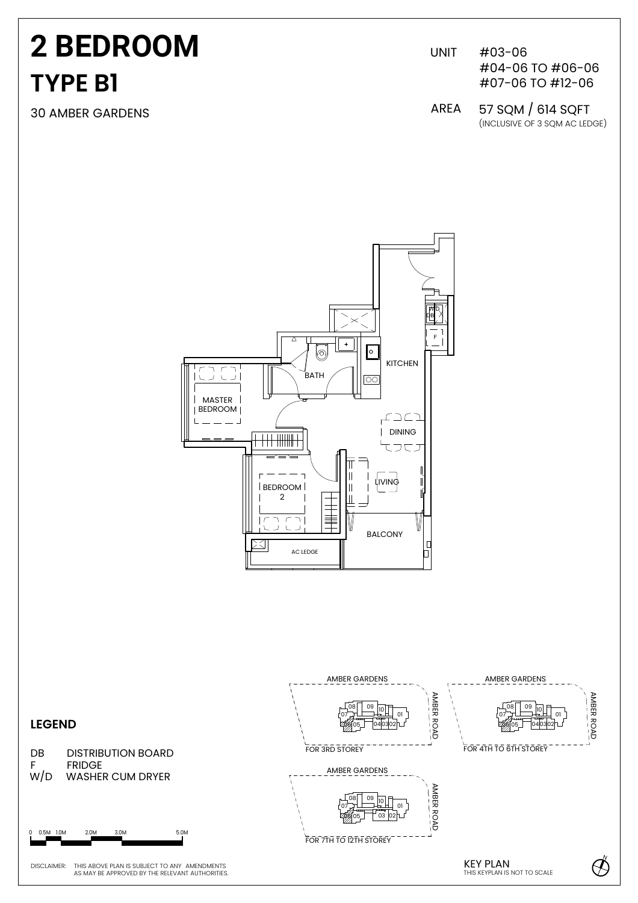# 2 BEDROOM

## TYPE B1

30 AMBER GARDENS

UNIT #03-06
#04-06 TO #06-06
#07-06 TO #12-06

AREA 57 SQM / 614 SQFT
(INCLUSIVE OF 3 SQM AC LEDGE)

MASTER BEDROOM

BATH

KITCHEN

DINING

LIVING

BEDROOM 2

BALCONY

AC LEDGE

W/D

DB

F

## LEGEND

DB DISTRIBUTION BOARD
F FRIDGE
W/D WASHER CUM DRYER

0 0.5M 1.0M 2.0M 3.0M 5.0M

AMBER GARDENS

AMBER ROAD

FOR 3RD STOREY

FOR 4TH TO 6TH STOREY

FOR 7TH TO 12TH STOREY

KEY PLAN
THIS KEYPLAN IS NOT TO SCALE

DISCLAIMER: THIS ABOVE PLAN IS SUBJECT TO ANY AMENDMENTS AS MAY BE APPROVED BY THE RELEVANT AUTHORITIES.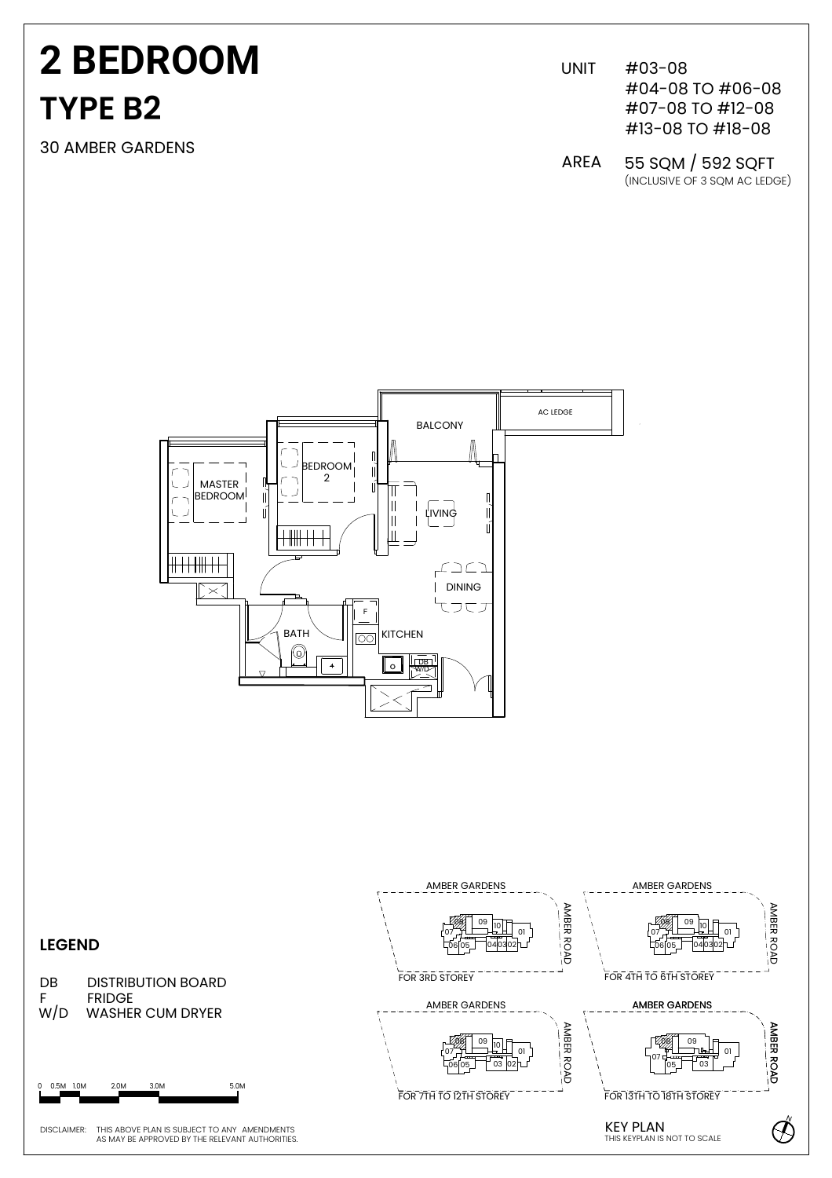# 2 BEDROOM

## TYPE B2

30 AMBER GARDENS

UNIT #03-08
#04-08 TO #06-08
#07-08 TO #12-08
#13-08 TO #18-08

AREA 55 SQM / 592 SQFT
(INCLUSIVE OF 3 SQM AC LEDGE)

AC LEDGE

BALCONY

BEDROOM 2

MASTER BEDROOM

LIVING

DINING

F

BATH

KITCHEN

DB

W/D

### LEGEND

DB DISTRIBUTION BOARD
F FRIDGE
W/D WASHER CUM DRYER

0 0.5M 1.0M 2.0M 3.0M 5.0M

AMBER GARDENS

AMBER ROAD

FOR 3RD STOREY

FOR 4TH TO 6TH STOREY

FOR 7TH TO 12TH STOREY

FOR 13TH TO 18TH STOREY

KEY PLAN
THIS KEYPLAN IS NOT TO SCALE

DISCLAIMER: THIS ABOVE PLAN IS SUBJECT TO ANY AMENDMENTS AS MAY BE APPROVED BY THE RELEVANT AUTHORITIES.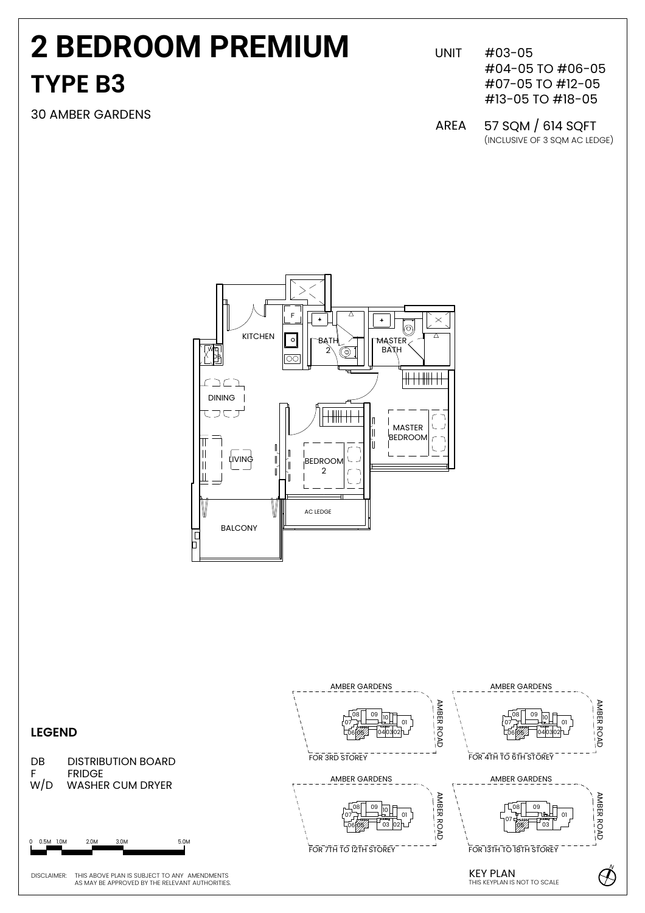# 2 BEDROOM PREMIUM

## TYPE B3

30 AMBER GARDENS

UNIT #03-05
#04-05 TO #06-05
#07-05 TO #12-05
#13-05 TO #18-05

AREA 57 SQM / 614 SQFT
(INCLUSIVE OF 3 SQM AC LEDGE)

KITCHEN

BATH 2

MASTER BATH

DINING

MASTER BEDROOM

LIVING

BEDROOM 2

AC LEDGE

BALCONY

## LEGEND

DB DISTRIBUTION BOARD
F FRIDGE
W/D WASHER CUM DRYER

0 0.5M 1.0M 2.0M 3.0M 5.0M

FOR 3RD STOREY

FOR 4TH TO 6TH STOREY

FOR 7TH TO 12TH STOREY

FOR 13TH TO 18TH STOREY

AMBER GARDENS

AMBER ROAD

KEY PLAN
THIS KEYPLAN IS NOT TO SCALE

DISCLAIMER: THIS ABOVE PLAN IS SUBJECT TO ANY AMENDMENTS AS MAY BE APPROVED BY THE RELEVANT AUTHORITIES.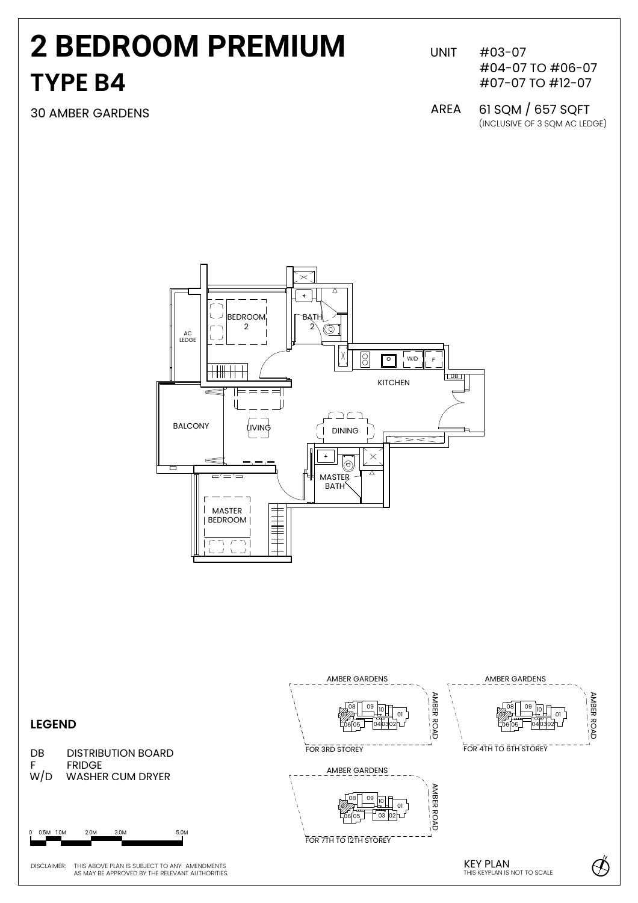# 2 BEDROOM PREMIUM

## TYPE B4

30 AMBER GARDENS

UNIT #03-07
#04-07 TO #06-07
#07-07 TO #12-07

AREA 61 SQM / 657 SQFT
(INCLUSIVE OF 3 SQM AC LEDGE)

AC LEDGE

BEDROOM 2

BATH 2

KITCHEN

W/D

F

DB

BALCONY

LIVING

DINING

MASTER BATH

MASTER BEDROOM

## LEGEND

DB DISTRIBUTION BOARD
F FRIDGE
W/D WASHER CUM DRYER

0 0.5M 1.0M 2.0M 3.0M 5.0M

AMBER GARDENS
AMBER ROAD
FOR 3RD STOREY

AMBER GARDENS
AMBER ROAD
FOR 4TH TO 6TH STOREY

AMBER GARDENS
AMBER ROAD
FOR 7TH TO 12TH STOREY

KEY PLAN
THIS KEYPLAN IS NOT TO SCALE

DISCLAIMER: THIS ABOVE PLAN IS SUBJECT TO ANY AMENDMENTS AS MAY BE APPROVED BY THE RELEVANT AUTHORITIES.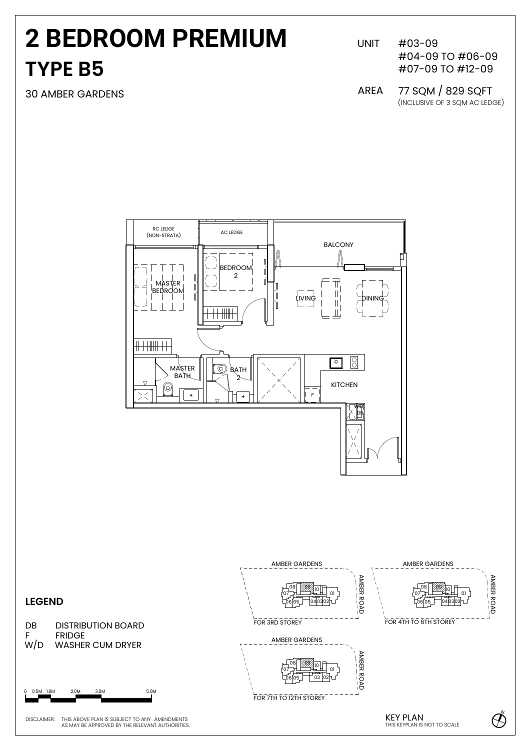# 2 BEDROOM PREMIUM

## TYPE B5

30 AMBER GARDENS

UNIT #03-09
#04-09 TO #06-09
#07-09 TO #12-09

AREA 77 SQM / 829 SQFT
(INCLUSIVE OF 3 SQM AC LEDGE)

RC LEDGE (NON-STRATA)

AC LEDGE

BALCONY

MASTER BEDROOM

BEDROOM 2

LIVING

DINING

MASTER BATH

BATH 2

KITCHEN

F

W/D

DB

## LEGEND

DB DISTRIBUTION BOARD
F FRIDGE
W/D WASHER CUM DRYER

0 0.5M 1.0M 2.0M 3.0M 5.0M

AMBER GARDENS

AMBER ROAD

FOR 3RD STOREY

FOR 4TH TO 6TH STOREY

FOR 7TH TO 12TH STOREY

KEY PLAN
THIS KEYPLAN IS NOT TO SCALE

DISCLAIMER: THIS ABOVE PLAN IS SUBJECT TO ANY AMENDMENTS AS MAY BE APPROVED BY THE RELEVANT AUTHORITIES.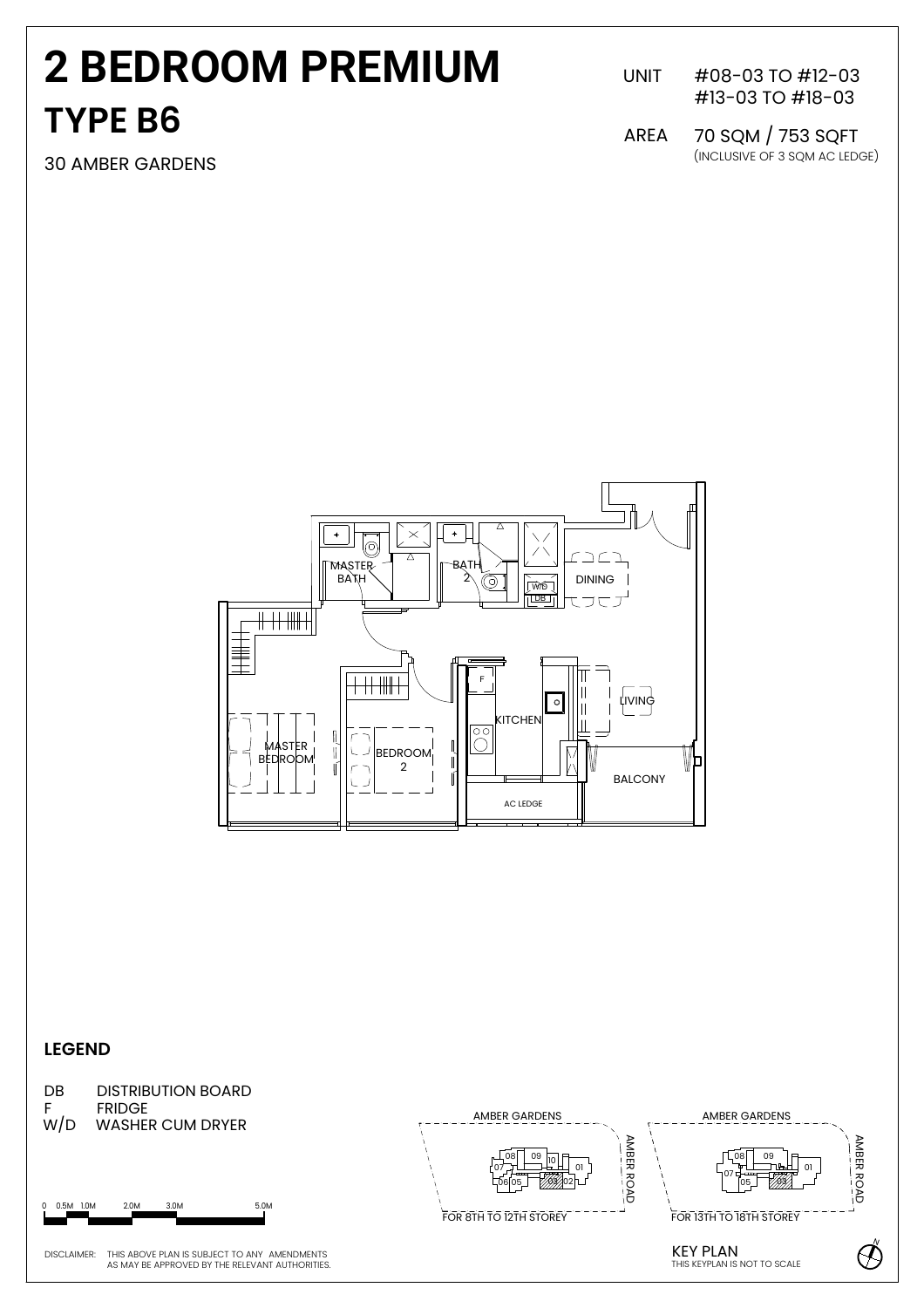# 2 BEDROOM PREMIUM

## TYPE B6

30 AMBER GARDENS

UNIT #08-03 TO #12-03
#13-03 TO #18-03

AREA 70 SQM / 753 SQFT
(INCLUSIVE OF 3 SQM AC LEDGE)

MASTER BATH

BATH 2

W/D

DB

DINING

F

KITCHEN

LIVING

MASTER BEDROOM

BEDROOM 2

BALCONY

AC LEDGE

## LEGEND

DB DISTRIBUTION BOARD
F FRIDGE
W/D WASHER CUM DRYER

0 0.5M 1.0M 2.0M 3.0M 5.0M

AMBER GARDENS

AMBER ROAD

FOR 8TH TO 12TH STOREY

FOR 13TH TO 18TH STOREY

KEY PLAN
THIS KEYPLAN IS NOT TO SCALE

DISCLAIMER: THIS ABOVE PLAN IS SUBJECT TO ANY AMENDMENTS AS MAY BE APPROVED BY THE RELEVANT AUTHORITIES.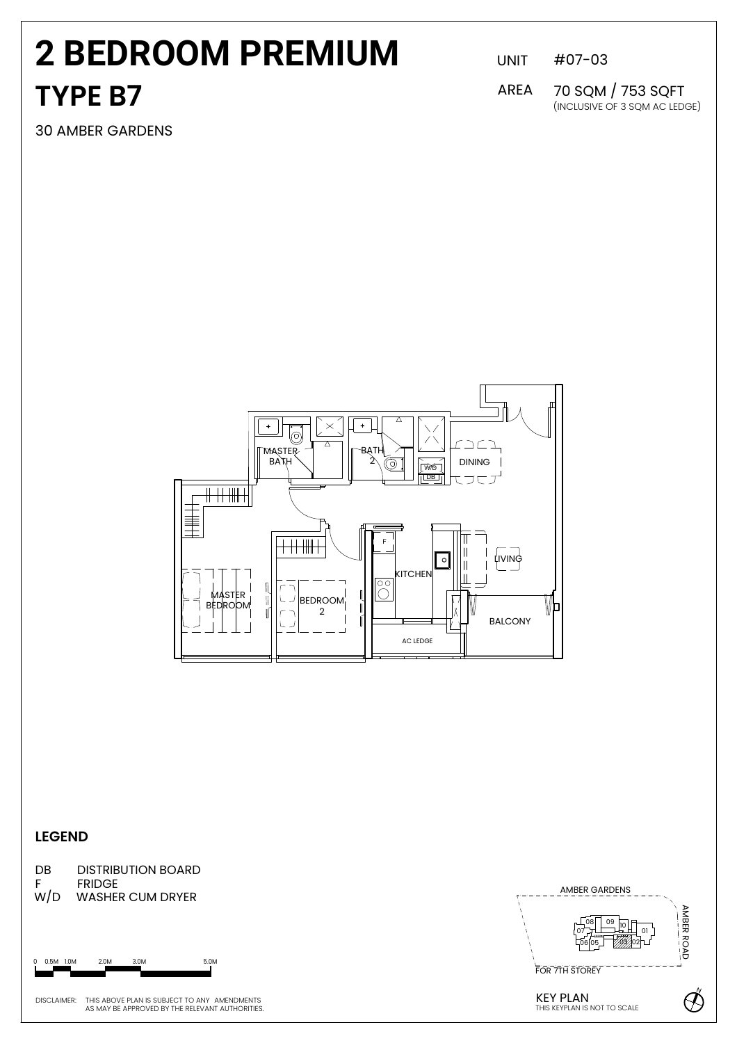# 2 BEDROOM PREMIUM

## TYPE B7

30 AMBER GARDENS

UNIT #07-03

AREA 70 SQM / 753 SQFT (INCLUSIVE OF 3 SQM AC LEDGE)

MASTER BATH

BATH 2

W/D

DB

DINING

MASTER BEDROOM

BEDROOM 2

F

KITCHEN

LIVING

BALCONY

AC LEDGE

### LEGEND

| | |
|---|---|
| DB | DISTRIBUTION BOARD |
| F | FRIDGE |
| W/D | WASHER CUM DRYER |

0 0.5M 1.0M 2.0M 3.0M 5.0M

AMBER GARDENS

AMBER ROAD

08 09 10 07 01 06 05 03 02

FOR 7TH STOREY

KEY PLAN
THIS KEYPLAN IS NOT TO SCALE

DISCLAIMER: THIS ABOVE PLAN IS SUBJECT TO ANY AMENDMENTS AS MAY BE APPROVED BY THE RELEVANT AUTHORITIES.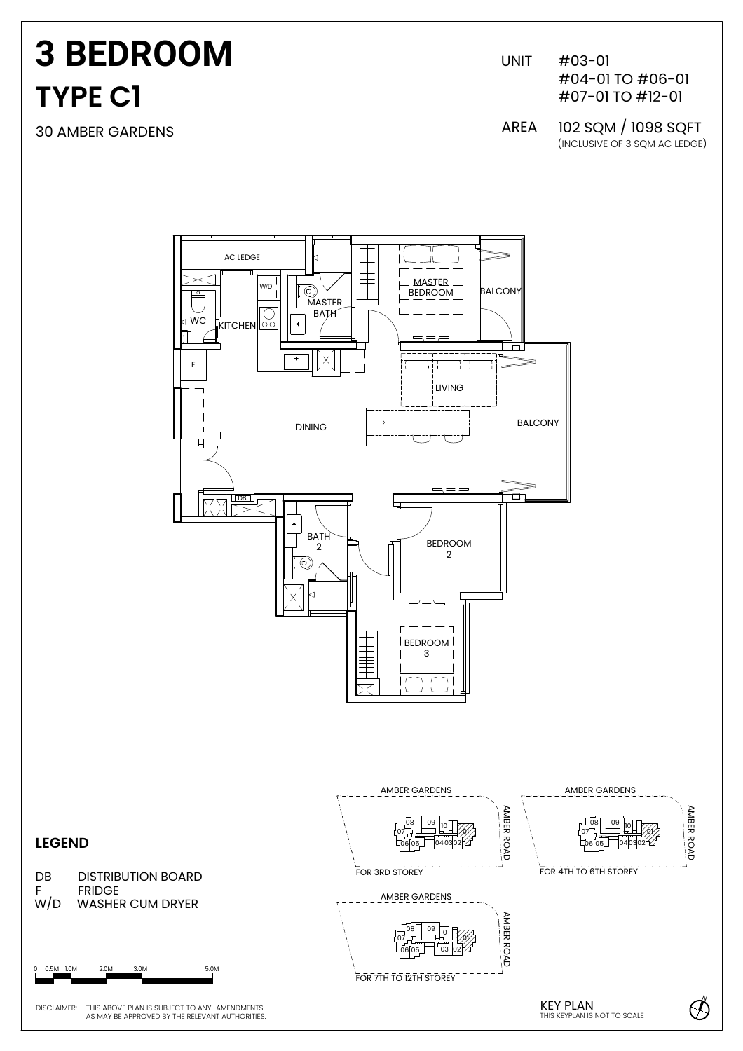# 3 BEDROOM

## TYPE C1

30 AMBER GARDENS

UNIT #03-01
#04-01 TO #06-01
#07-01 TO #12-01

AREA 102 SQM / 1098 SQFT
(INCLUSIVE OF 3 SQM AC LEDGE)

AC LEDGE

W/D

WC

KITCHEN

MASTER BATH

MASTER BEDROOM

BALCONY

F

LIVING

DINING

BALCONY

DB

BATH 2

BEDROOM 2

BEDROOM 3

AMBER GARDENS

AMBER ROAD

FOR 3RD STOREY

AMBER GARDENS

AMBER ROAD

FOR 4TH TO 6TH STOREY

AMBER GARDENS

AMBER ROAD

FOR 7TH TO 12TH STOREY

## LEGEND

DB DISTRIBUTION BOARD
F FRIDGE
W/D WASHER CUM DRYER

0 0.5M 1.0M 2.0M 3.0M 5.0M

DISCLAIMER: THIS ABOVE PLAN IS SUBJECT TO ANY AMENDMENTS AS MAY BE APPROVED BY THE RELEVANT AUTHORITIES.

KEY PLAN
THIS KEYPLAN IS NOT TO SCALE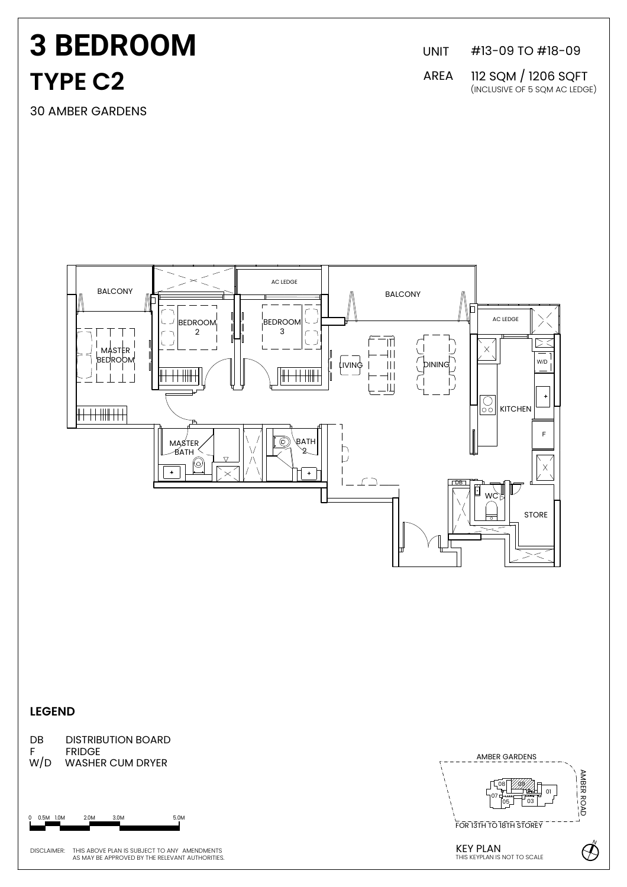# 3 BEDROOM

## TYPE C2

30 AMBER GARDENS

UNIT #13-09 TO #18-09

AREA 112 SQM / 1206 SQFT (INCLUSIVE OF 5 SQM AC LEDGE)

BALCONY

AC LEDGE

BALCONY

MASTER BEDROOM

BEDROOM 2

BEDROOM 3

LIVING

DINING

AC LEDGE

W/D

KITCHEN

F

MASTER BATH

BATH 2

DB

WC

STORE

## LEGEND

DB DISTRIBUTION BOARD

F FRIDGE

W/D WASHER CUM DRYER

0 0.5M 1.0M 2.0M 3.0M 5.0M

DISCLAIMER: THIS ABOVE PLAN IS SUBJECT TO ANY AMENDMENTS AS MAY BE APPROVED BY THE RELEVANT AUTHORITIES.

AMBER GARDENS

AMBER ROAD

08 09 07 05 03 01

FOR 13TH TO 18TH STOREY

KEY PLAN

THIS KEYPLAN IS NOT TO SCALE

N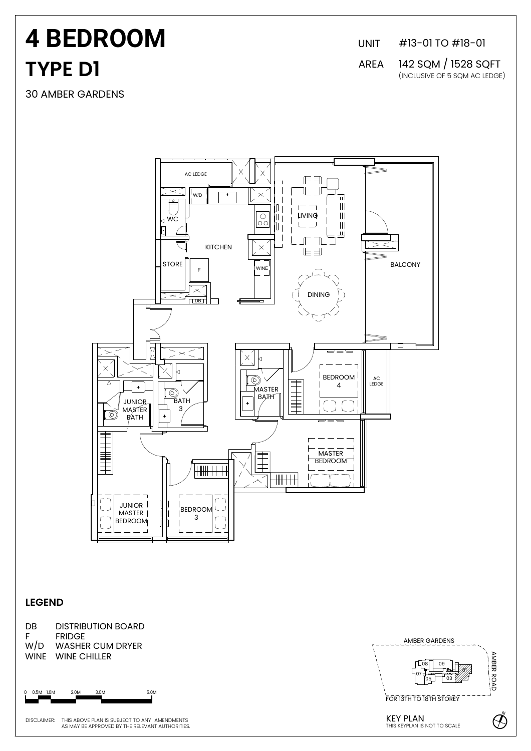# 4 BEDROOM

## TYPE D1

30 AMBER GARDENS

UNIT #13-01 TO #18-01

AREA 142 SQM / 1528 SQFT
(INCLUSIVE OF 5 SQM AC LEDGE)

AC LEDGE
W/D
WC
KITCHEN
STORE
F
WINE
DB
LIVING
DINING
BALCONY
JUNIOR MASTER BATH
BATH 3
MASTER BATH
BEDROOM 4
AC LEDGE
MASTER BEDROOM
JUNIOR MASTER BEDROOM
BEDROOM 3

### LEGEND

| | |
|---|---|
| DB | DISTRIBUTION BOARD |
| F | FRIDGE |
| W/D | WASHER CUM DRYER |
| WINE | WINE CHILLER |

0 0.5M 1.0M 2.0M 3.0M 5.0M

DISCLAIMER: THIS ABOVE PLAN IS SUBJECT TO ANY AMENDMENTS AS MAY BE APPROVED BY THE RELEVANT AUTHORITIES.

AMBER GARDENS
AMBER ROAD
08 09 07 05 03 01
FOR 13TH TO 18TH STOREY

KEY PLAN
THIS KEYPLAN IS NOT TO SCALE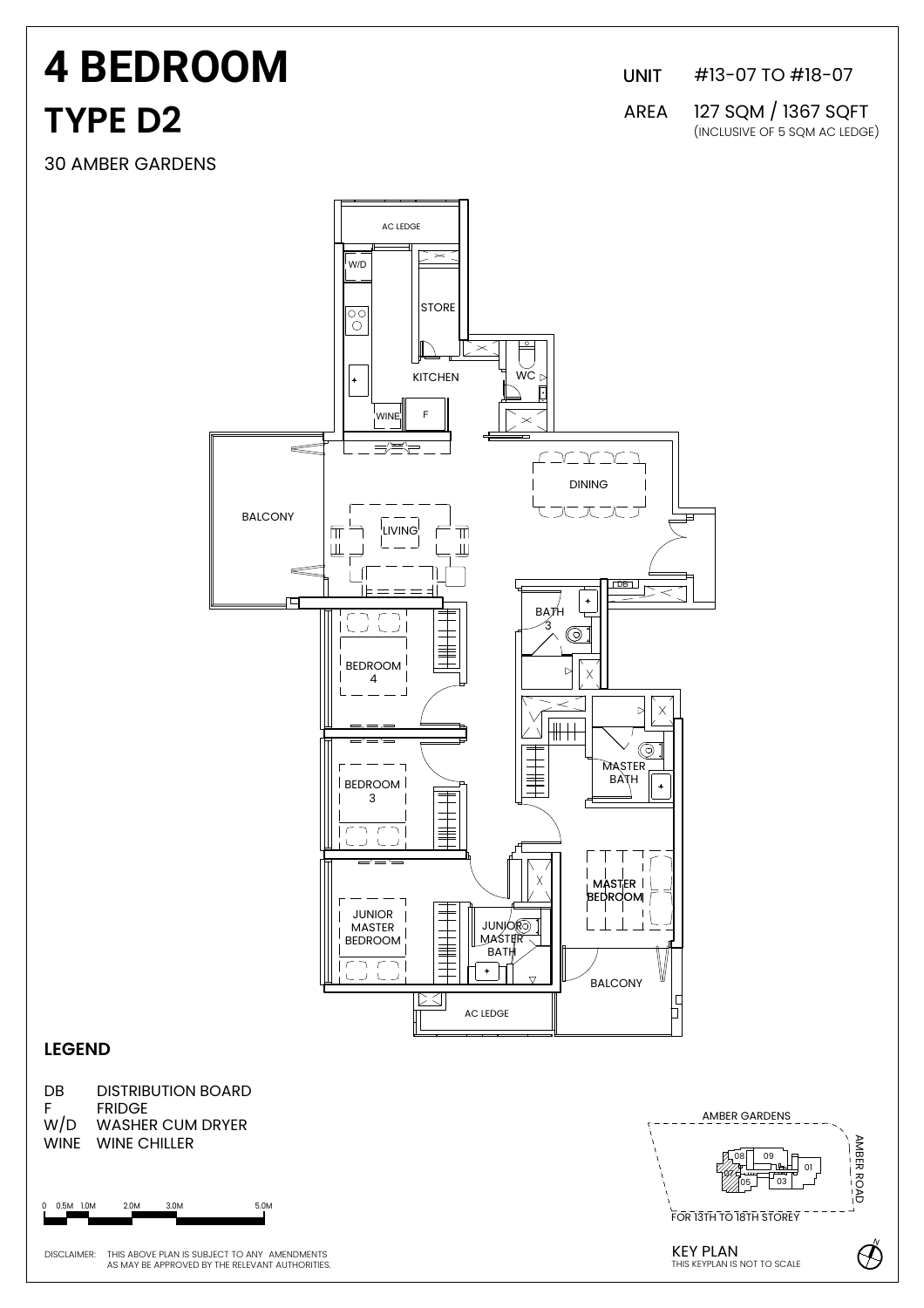# 4 BEDROOM

## TYPE D2

30 AMBER GARDENS

UNIT #13-07 TO #18-07

AREA 127 SQM / 1367 SQFT
(INCLUSIVE OF 5 SQM AC LEDGE)

AC LEDGE
W/D
STORE
KITCHEN
WC
WINE
F
BALCONY
LIVING
DINING
DB
BATH 3
BEDROOM 4
MASTER BATH
BEDROOM 3
MASTER BEDROOM
JUNIOR MASTER BEDROOM
JUNIOR MASTER BATH
BALCONY
AC LEDGE

## LEGEND

- DB DISTRIBUTION BOARD
- F FRIDGE
- W/D WASHER CUM DRYER
- WINE WINE CHILLER

0 0.5M 1.0M 2.0M 3.0M 5.0M

AMBER GARDENS
AMBER ROAD
08 09 07 05 03 01
FOR 13TH TO 18TH STOREY

KEY PLAN
THIS KEYPLAN IS NOT TO SCALE

N

DISCLAIMER: THIS ABOVE PLAN IS SUBJECT TO ANY AMENDMENTS AS MAY BE APPROVED BY THE RELEVANT AUTHORITIES.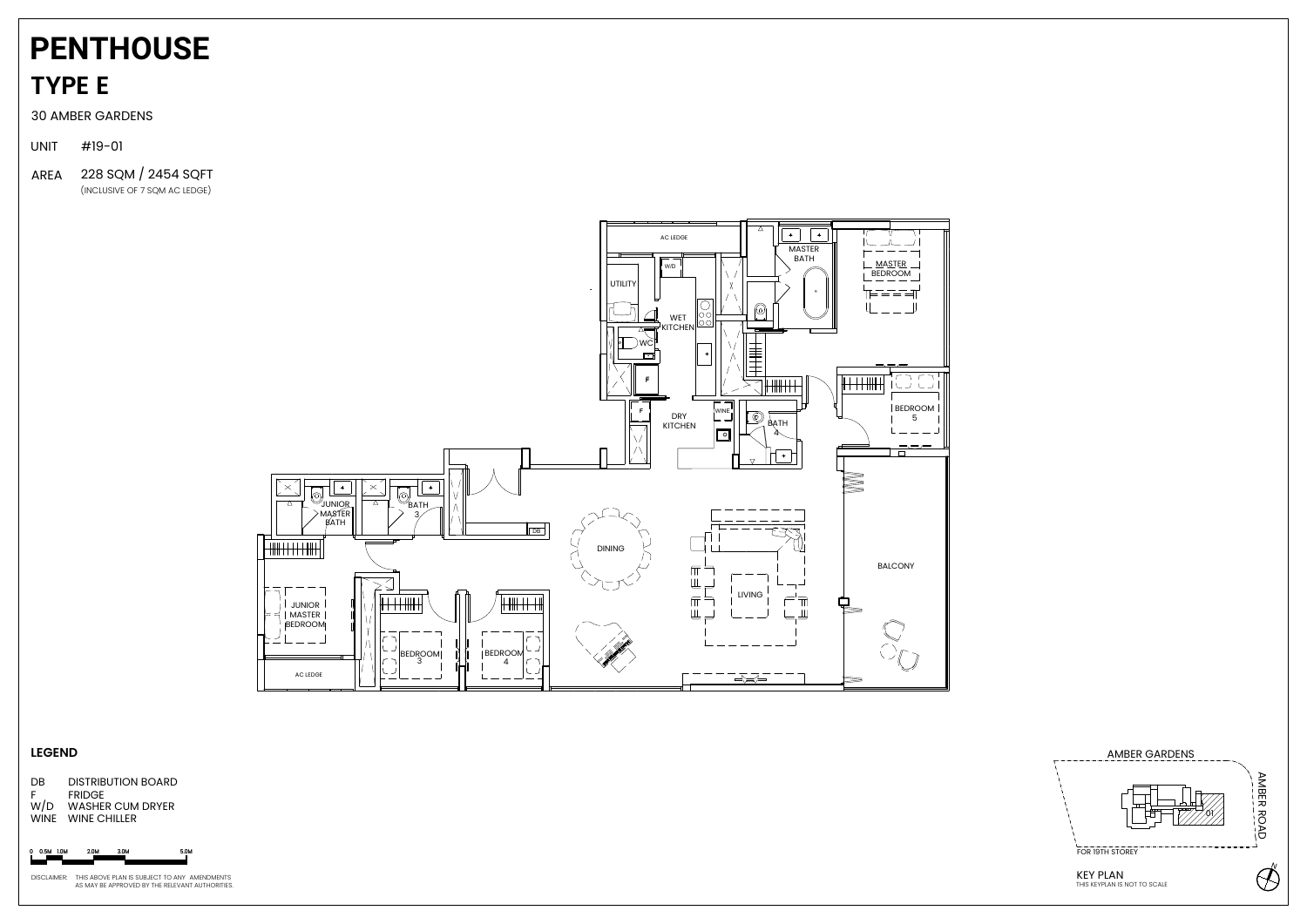# PENTHOUSE

## TYPE E

30 AMBER GARDENS

UNIT #19-01

AREA 228 SQM / 2454 SQFT
(INCLUSIVE OF 7 SQM AC LEDGE)

AC LEDGE

UTILITY

W/D

WET KITCHEN

WC

F

MASTER BATH

MASTER BEDROOM

DRY KITCHEN

WINE

BATH 4

BEDROOM 5

JUNIOR MASTER BATH

BATH 3

DB

DINING

LIVING

BALCONY

JUNIOR MASTER BEDROOM

BEDROOM 3

BEDROOM 4

AC LEDGE

### LEGEND

DB DISTRIBUTION BOARD
F FRIDGE
W/D WASHER CUM DRYER
WINE WINE CHILLER

0 0.5M 1.0M 2.0M 3.0M 5.0M

DISCLAIMER: THIS ABOVE PLAN IS SUBJECT TO ANY AMENDMENTS AS MAY BE APPROVED BY THE RELEVANT AUTHORITIES.

AMBER GARDENS

AMBER ROAD

01

FOR 19TH STOREY

KEY PLAN
THIS KEYPLAN IS NOT TO SCALE

N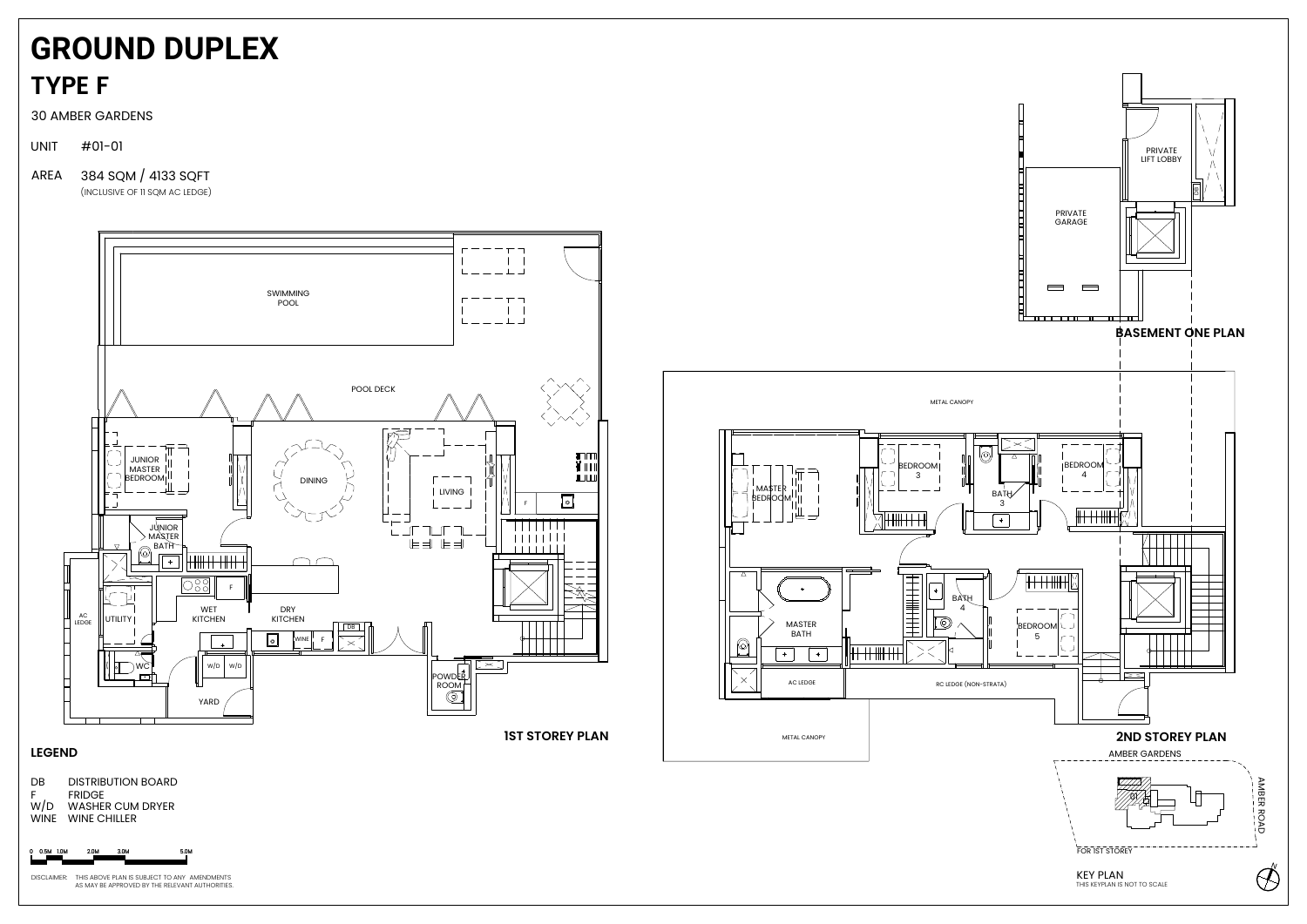# GROUND DUPLEX

## TYPE F

30 AMBER GARDENS

UNIT #01-01

AREA 384 SQM / 4133 SQFT
(INCLUSIVE OF 11 SQM AC LEDGE)

SWIMMING POOL

POOL DECK

JUNIOR MASTER BEDROOM

DINING

LIVING

JUNIOR MASTER BATH

AC LEDGE

UTILITY

WET KITCHEN

DRY KITCHEN

WC

W/D W/D

YARD

POWDER ROOM

WINE

DB

F

**1ST STOREY PLAN**

PRIVATE LIFT LOBBY

PRIVATE GARAGE

**BASEMENT ONE PLAN**

METAL CANOPY

MASTER BEDROOM

BEDROOM 3

BATH 3

BEDROOM 4

MASTER BATH

BATH 4

BEDROOM 5

AC LEDGE

RC LEDGE (NON-STRATA)

METAL CANOPY

**2ND STOREY PLAN**

AMBER GARDENS

AMBER ROAD

FOR 1ST STOREY

KEY PLAN
THIS KEYPLAN IS NOT TO SCALE

### LEGEND

- DB DISTRIBUTION BOARD
- F FRIDGE
- W/D WASHER CUM DRYER
- WINE WINE CHILLER

0 0.5M 1.0M 2.0M 3.0M 5.0M

DISCLAIMER: THIS ABOVE PLAN IS SUBJECT TO ANY AMENDMENTS AS MAY BE APPROVED BY THE RELEVANT AUTHORITIES.